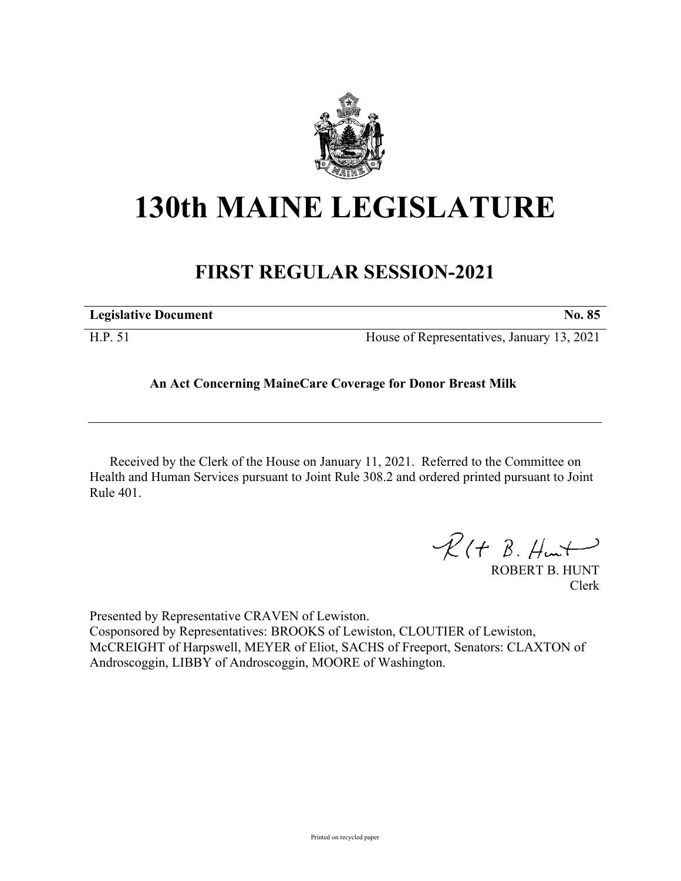# 130th MAINE LEGISLATURE

## FIRST REGULAR SESSION-2021

**Legislative Document** **No. 85**

H.P. 51 House of Representatives, January 13, 2021

**An Act Concerning MaineCare Coverage for Donor Breast Milk**

Received by the Clerk of the House on January 11, 2021. Referred to the Committee on Health and Human Services pursuant to Joint Rule 308.2 and ordered printed pursuant to Joint Rule 401.

ROBERT B. HUNT
Clerk

Presented by Representative CRAVEN of Lewiston.
Cosponsored by Representatives: BROOKS of Lewiston, CLOUTIER of Lewiston, McCREIGHT of Harpswell, MEYER of Eliot, SACHS of Freeport, Senators: CLAXTON of Androscoggin, LIBBY of Androscoggin, MOORE of Washington.

Printed on recycled paper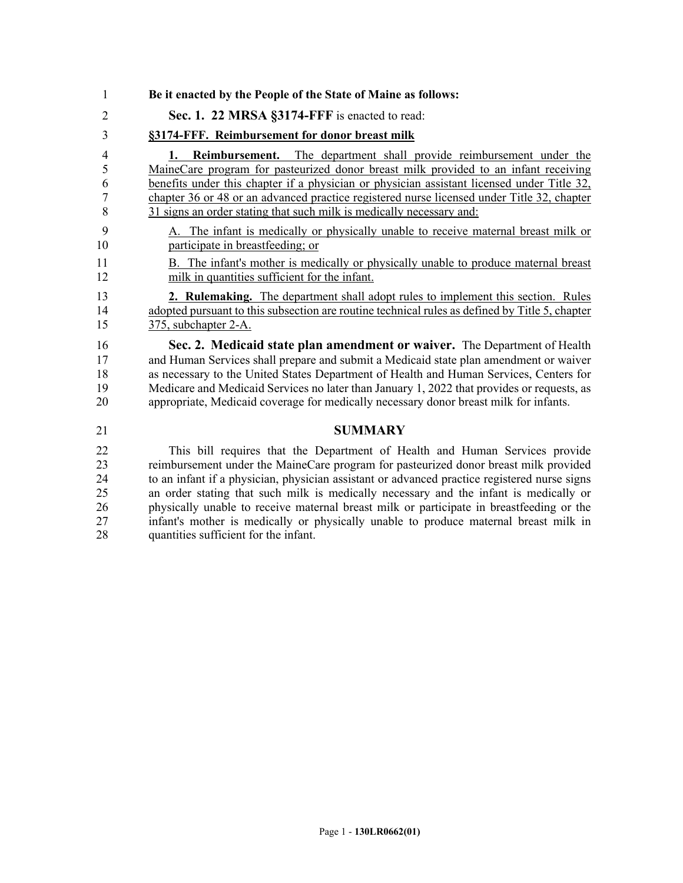**Be it enacted by the People of the State of Maine as follows:**

**Sec. 1. 22 MRSA §3174-FFF** is enacted to read:

**§3174-FFF. Reimbursement for donor breast milk**

**1. Reimbursement.** The department shall provide reimbursement under the MaineCare program for pasteurized donor breast milk provided to an infant receiving benefits under this chapter if a physician or physician assistant licensed under Title 32, chapter 36 or 48 or an advanced practice registered nurse licensed under Title 32, chapter 31 signs an order stating that such milk is medically necessary and:

A. The infant is medically or physically unable to receive maternal breast milk or participate in breastfeeding; or

B. The infant's mother is medically or physically unable to produce maternal breast milk in quantities sufficient for the infant.

**2. Rulemaking.** The department shall adopt rules to implement this section. Rules adopted pursuant to this subsection are routine technical rules as defined by Title 5, chapter 375, subchapter 2-A.

**Sec. 2. Medicaid state plan amendment or waiver.** The Department of Health and Human Services shall prepare and submit a Medicaid state plan amendment or waiver as necessary to the United States Department of Health and Human Services, Centers for Medicare and Medicaid Services no later than January 1, 2022 that provides or requests, as appropriate, Medicaid coverage for medically necessary donor breast milk for infants.

## SUMMARY

This bill requires that the Department of Health and Human Services provide reimbursement under the MaineCare program for pasteurized donor breast milk provided to an infant if a physician, physician assistant or advanced practice registered nurse signs an order stating that such milk is medically necessary and the infant is medically or physically unable to receive maternal breast milk or participate in breastfeeding or the infant's mother is medically or physically unable to produce maternal breast milk in quantities sufficient for the infant.